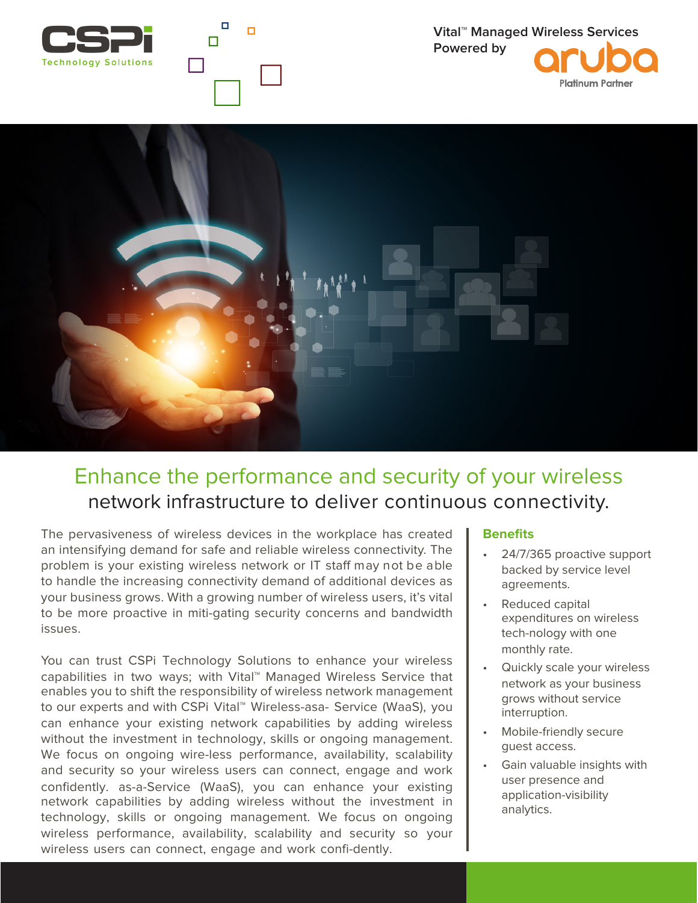CSPi Technology Solutions

Vital™ Managed Wireless Services
Powered by aruba
Platinum Partner

# Enhance the performance and security of your wireless network infrastructure to deliver continuous connectivity.

The pervasiveness of wireless devices in the workplace has created an intensifying demand for safe and reliable wireless connectivity. The problem is your existing wireless network or IT staff may not be able to handle the increasing connectivity demand of additional devices as your business grows. With a growing number of wireless users, it's vital to be more proactive in miti-gating security concerns and bandwidth issues.

You can trust CSPi Technology Solutions to enhance your wireless capabilities in two ways; with Vital™ Managed Wireless Service that enables you to shift the responsibility of wireless network management to our experts and with CSPi Vital™ Wireless-asa- Service (WaaS), you can enhance your existing network capabilities by adding wireless without the investment in technology, skills or ongoing management. We focus on ongoing wire-less performance, availability, scalability and security so your wireless users can connect, engage and work confidently. as-a-Service (WaaS), you can enhance your existing network capabilities by adding wireless without the investment in technology, skills or ongoing management. We focus on ongoing wireless performance, availability, scalability and security so your wireless users can connect, engage and work confi-dently.

## Benefits

- 24/7/365 proactive support backed by service level agreements.
- Reduced capital expenditures on wireless tech-nology with one monthly rate.
- Quickly scale your wireless network as your business grows without service interruption.
- Mobile-friendly secure guest access.
- Gain valuable insights with user presence and application-visibility analytics.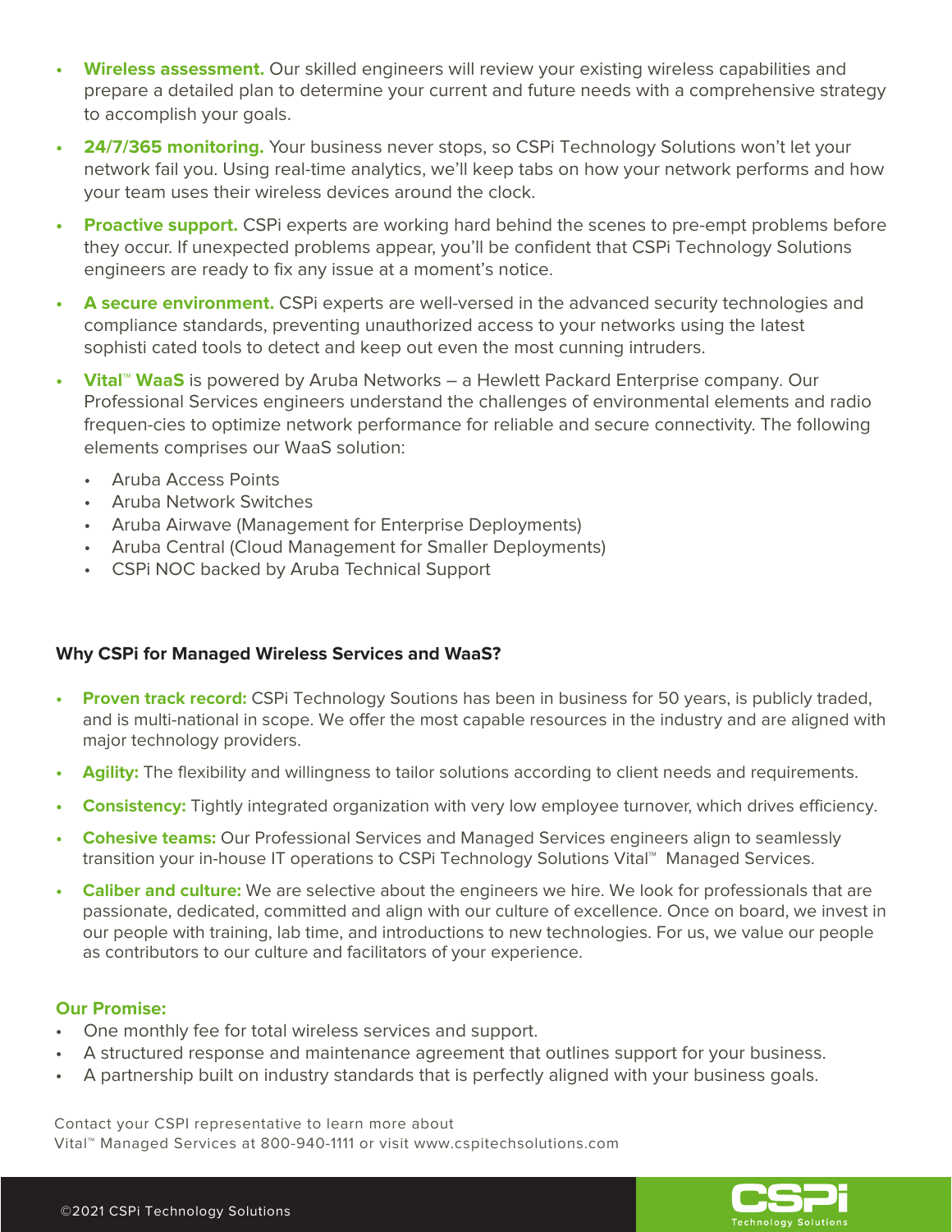- **Wireless assessment.** Our skilled engineers will review your existing wireless capabilities and prepare a detailed plan to determine your current and future needs with a comprehensive strategy to accomplish your goals.
- **24/7/365 monitoring.** Your business never stops, so CSPi Technology Solutions won't let your network fail you. Using real-time analytics, we'll keep tabs on how your network performs and how your team uses their wireless devices around the clock.
- **Proactive support.** CSPi experts are working hard behind the scenes to pre-empt problems before they occur. If unexpected problems appear, you'll be confident that CSPi Technology Solutions engineers are ready to fix any issue at a moment's notice.
- **A secure environment.** CSPi experts are well-versed in the advanced security technologies and compliance standards, preventing unauthorized access to your networks using the latest sophisti cated tools to detect and keep out even the most cunning intruders.
- **Vital™ WaaS** is powered by Aruba Networks – a Hewlett Packard Enterprise company. Our Professional Services engineers understand the challenges of environmental elements and radio frequen-cies to optimize network performance for reliable and secure connectivity. The following elements comprises our WaaS solution:
  - Aruba Access Points
  - Aruba Network Switches
  - Aruba Airwave (Management for Enterprise Deployments)
  - Aruba Central (Cloud Management for Smaller Deployments)
  - CSPi NOC backed by Aruba Technical Support

### Why CSPi for Managed Wireless Services and WaaS?

- **Proven track record:** CSPi Technology Soutions has been in business for 50 years, is publicly traded, and is multi-national in scope. We offer the most capable resources in the industry and are aligned with major technology providers.
- **Agility:** The flexibility and willingness to tailor solutions according to client needs and requirements.
- **Consistency:** Tightly integrated organization with very low employee turnover, which drives efficiency.
- **Cohesive teams:** Our Professional Services and Managed Services engineers align to seamlessly transition your in-house IT operations to CSPi Technology Solutions Vital™ Managed Services.
- **Caliber and culture:** We are selective about the engineers we hire. We look for professionals that are passionate, dedicated, committed and align with our culture of excellence. Once on board, we invest in our people with training, lab time, and introductions to new technologies. For us, we value our people as contributors to our culture and facilitators of your experience.

### Our Promise:

- One monthly fee for total wireless services and support.
- A structured response and maintenance agreement that outlines support for your business.
- A partnership built on industry standards that is perfectly aligned with your business goals.

Contact your CSPI representative to learn more about
Vital™ Managed Services at 800-940-1111 or visit www.cspitechsolutions.com

©2021 CSPi Technology Solutions

CSPi Technology Solutions